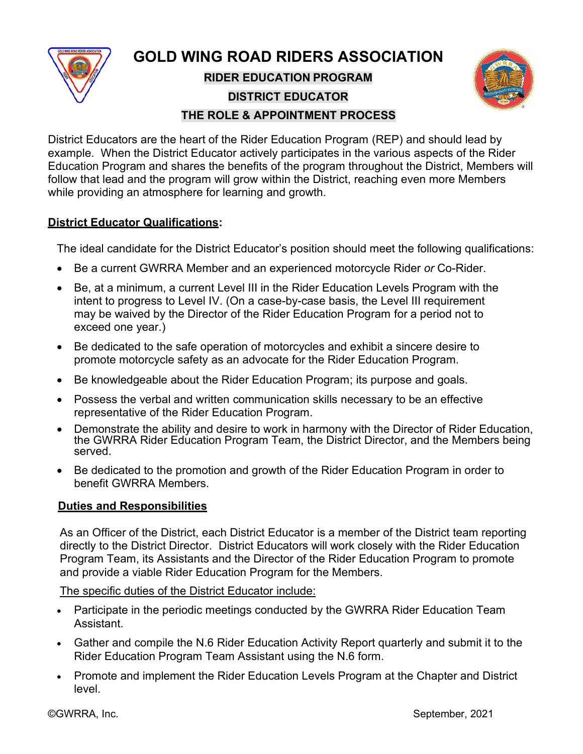# GOLD WING ROAD RIDERS ASSOCIATION

## RIDER EDUCATION PROGRAM

## DISTRICT EDUCATOR

## THE ROLE & APPOINTMENT PROCESS

District Educators are the heart of the Rider Education Program (REP) and should lead by example. When the District Educator actively participates in the various aspects of the Rider Education Program and shares the benefits of the program throughout the District, Members will follow that lead and the program will grow within the District, reaching even more Members while providing an atmosphere for learning and growth.

### District Educator Qualifications:

The ideal candidate for the District Educator's position should meet the following qualifications:

- Be a current GWRRA Member and an experienced motorcycle Rider *or* Co-Rider.
- Be, at a minimum, a current Level III in the Rider Education Levels Program with the intent to progress to Level IV. (On a case-by-case basis, the Level III requirement may be waived by the Director of the Rider Education Program for a period not to exceed one year.)
- Be dedicated to the safe operation of motorcycles and exhibit a sincere desire to promote motorcycle safety as an advocate for the Rider Education Program.
- Be knowledgeable about the Rider Education Program; its purpose and goals.
- Possess the verbal and written communication skills necessary to be an effective representative of the Rider Education Program.
- Demonstrate the ability and desire to work in harmony with the Director of Rider Education, the GWRRA Rider Education Program Team, the District Director, and the Members being served.
- Be dedicated to the promotion and growth of the Rider Education Program in order to benefit GWRRA Members.

### Duties and Responsibilities

As an Officer of the District, each District Educator is a member of the District team reporting directly to the District Director. District Educators will work closely with the Rider Education Program Team, its Assistants and the Director of the Rider Education Program to promote and provide a viable Rider Education Program for the Members.

The specific duties of the District Educator include:

- Participate in the periodic meetings conducted by the GWRRA Rider Education Team Assistant.
- Gather and compile the N.6 Rider Education Activity Report quarterly and submit it to the Rider Education Program Team Assistant using the N.6 form.
- Promote and implement the Rider Education Levels Program at the Chapter and District level.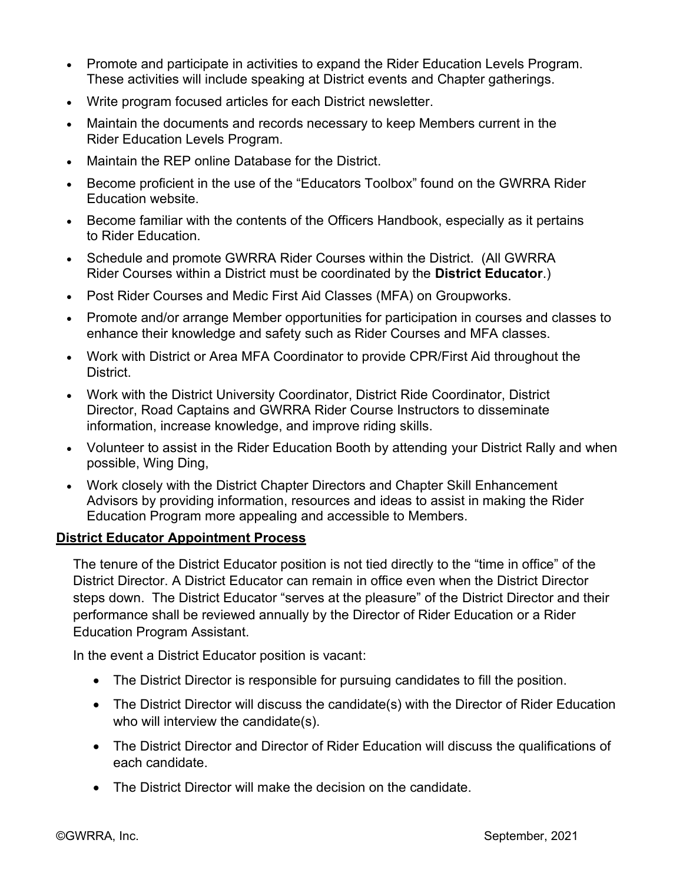- Promote and participate in activities to expand the Rider Education Levels Program. These activities will include speaking at District events and Chapter gatherings.
- Write program focused articles for each District newsletter.
- Maintain the documents and records necessary to keep Members current in the Rider Education Levels Program.
- Maintain the REP online Database for the District.
- Become proficient in the use of the "Educators Toolbox" found on the GWRRA Rider Education website.
- Become familiar with the contents of the Officers Handbook, especially as it pertains to Rider Education.
- Schedule and promote GWRRA Rider Courses within the District. (All GWRRA Rider Courses within a District must be coordinated by the **District Educator**.)
- Post Rider Courses and Medic First Aid Classes (MFA) on Groupworks.
- Promote and/or arrange Member opportunities for participation in courses and classes to enhance their knowledge and safety such as Rider Courses and MFA classes.
- Work with District or Area MFA Coordinator to provide CPR/First Aid throughout the District.
- Work with the District University Coordinator, District Ride Coordinator, District Director, Road Captains and GWRRA Rider Course Instructors to disseminate information, increase knowledge, and improve riding skills.
- Volunteer to assist in the Rider Education Booth by attending your District Rally and when possible, Wing Ding,
- Work closely with the District Chapter Directors and Chapter Skill Enhancement Advisors by providing information, resources and ideas to assist in making the Rider Education Program more appealing and accessible to Members.

**District Educator Appointment Process**

The tenure of the District Educator position is not tied directly to the "time in office" of the District Director. A District Educator can remain in office even when the District Director steps down. The District Educator "serves at the pleasure" of the District Director and their performance shall be reviewed annually by the Director of Rider Education or a Rider Education Program Assistant.

In the event a District Educator position is vacant:

- The District Director is responsible for pursuing candidates to fill the position.
- The District Director will discuss the candidate(s) with the Director of Rider Education who will interview the candidate(s).
- The District Director and Director of Rider Education will discuss the qualifications of each candidate.
- The District Director will make the decision on the candidate.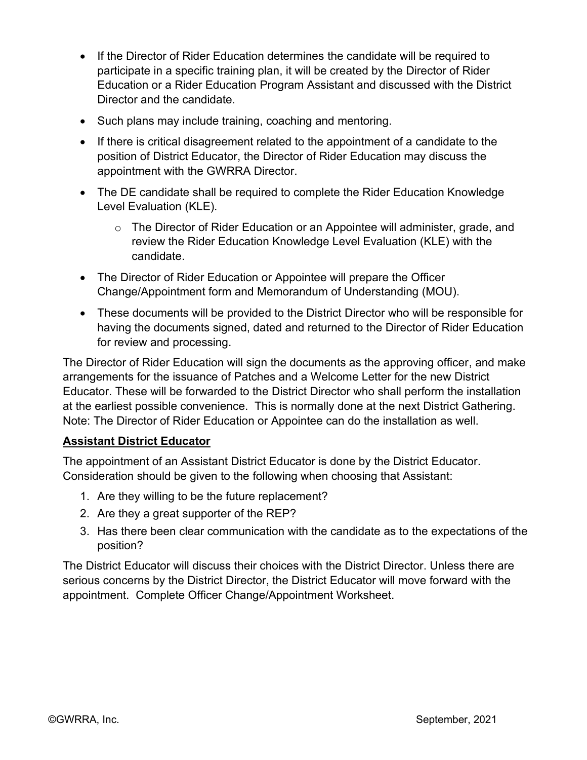- If the Director of Rider Education determines the candidate will be required to participate in a specific training plan, it will be created by the Director of Rider Education or a Rider Education Program Assistant and discussed with the District Director and the candidate.
- Such plans may include training, coaching and mentoring.
- If there is critical disagreement related to the appointment of a candidate to the position of District Educator, the Director of Rider Education may discuss the appointment with the GWRRA Director.
- The DE candidate shall be required to complete the Rider Education Knowledge Level Evaluation (KLE).
  - The Director of Rider Education or an Appointee will administer, grade, and review the Rider Education Knowledge Level Evaluation (KLE) with the candidate.
- The Director of Rider Education or Appointee will prepare the Officer Change/Appointment form and Memorandum of Understanding (MOU).
- These documents will be provided to the District Director who will be responsible for having the documents signed, dated and returned to the Director of Rider Education for review and processing.

The Director of Rider Education will sign the documents as the approving officer, and make arrangements for the issuance of Patches and a Welcome Letter for the new District Educator. These will be forwarded to the District Director who shall perform the installation at the earliest possible convenience. This is normally done at the next District Gathering. Note: The Director of Rider Education or Appointee can do the installation as well.

**<u>Assistant District Educator</u>**

The appointment of an Assistant District Educator is done by the District Educator. Consideration should be given to the following when choosing that Assistant:

1. Are they willing to be the future replacement?
2. Are they a great supporter of the REP?
3. Has there been clear communication with the candidate as to the expectations of the position?

The District Educator will discuss their choices with the District Director. Unless there are serious concerns by the District Director, the District Educator will move forward with the appointment. Complete Officer Change/Appointment Worksheet.